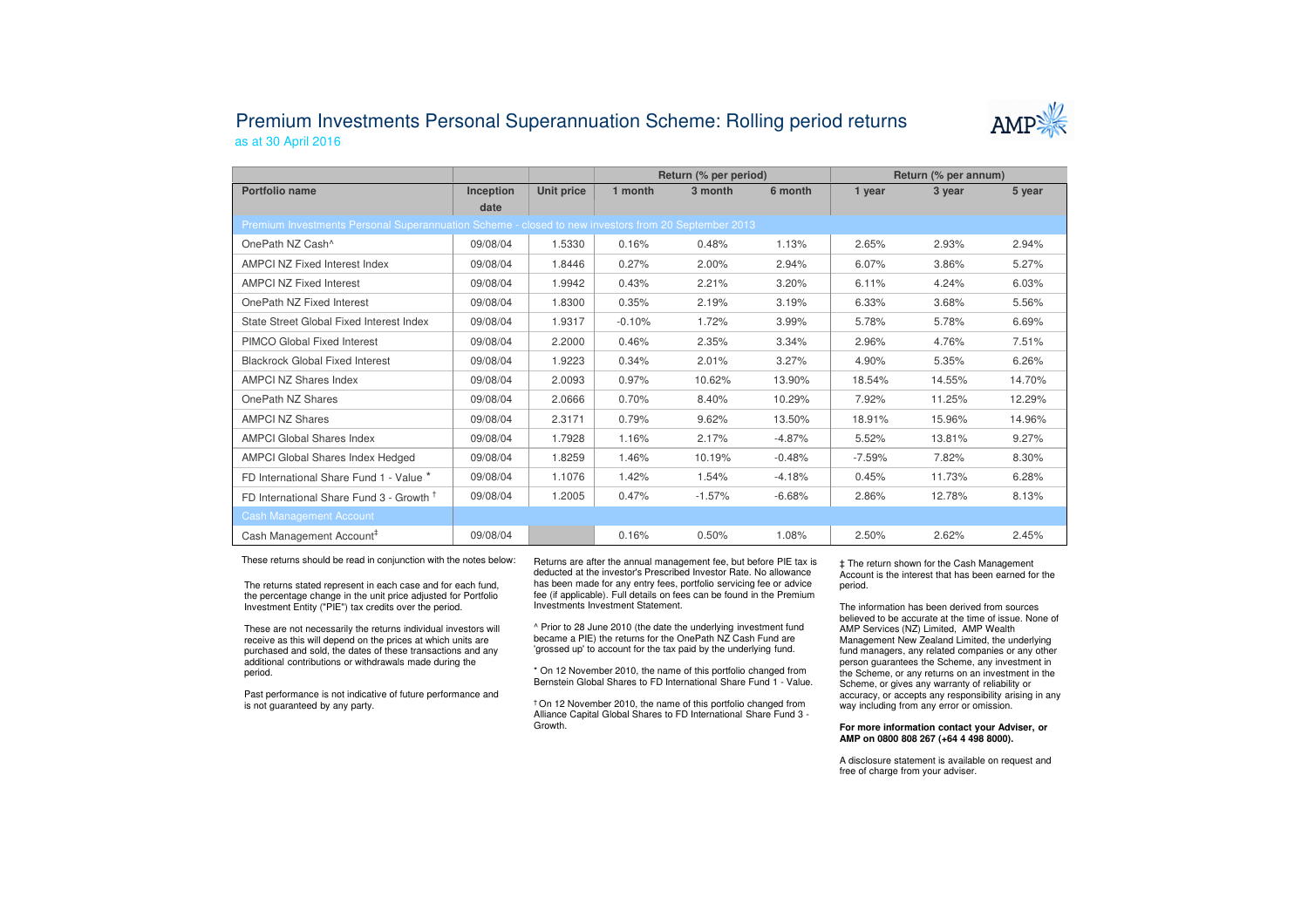# Premium Investments Personal Superannuation Scheme: Rolling period returns

as at 30 April 2016

| | | | Return (% per period) | | | Return (% per annum) | | |
|---|---|---|---|---|---|---|---|---|
| **Portfolio name** | **Inception date** | **Unit price** | **1 month** | **3 month** | **6 month** | **1 year** | **3 year** | **5 year** |
| Premium Investments Personal Superannuation Scheme - closed to new investors from 20 September 2013 | | | | | | | | |
| OnePath NZ Cash^ | 09/08/04 | 1.5330 | 0.16% | 0.48% | 1.13% | 2.65% | 2.93% | 2.94% |
| AMPCI NZ Fixed Interest Index | 09/08/04 | 1.8446 | 0.27% | 2.00% | 2.94% | 6.07% | 3.86% | 5.27% |
| AMPCI NZ Fixed Interest | 09/08/04 | 1.9942 | 0.43% | 2.21% | 3.20% | 6.11% | 4.24% | 6.03% |
| OnePath NZ Fixed Interest | 09/08/04 | 1.8300 | 0.35% | 2.19% | 3.19% | 6.33% | 3.68% | 5.56% |
| State Street Global Fixed Interest Index | 09/08/04 | 1.9317 | -0.10% | 1.72% | 3.99% | 5.78% | 5.78% | 6.69% |
| PIMCO Global Fixed Interest | 09/08/04 | 2.2000 | 0.46% | 2.35% | 3.34% | 2.96% | 4.76% | 7.51% |
| Blackrock Global Fixed Interest | 09/08/04 | 1.9223 | 0.34% | 2.01% | 3.27% | 4.90% | 5.35% | 6.26% |
| AMPCI NZ Shares Index | 09/08/04 | 2.0093 | 0.97% | 10.62% | 13.90% | 18.54% | 14.55% | 14.70% |
| OnePath NZ Shares | 09/08/04 | 2.0666 | 0.70% | 8.40% | 10.29% | 7.92% | 11.25% | 12.29% |
| AMPCI NZ Shares | 09/08/04 | 2.3171 | 0.79% | 9.62% | 13.50% | 18.91% | 15.96% | 14.96% |
| AMPCI Global Shares Index | 09/08/04 | 1.7928 | 1.16% | 2.17% | -4.87% | 5.52% | 13.81% | 9.27% |
| AMPCI Global Shares Index Hedged | 09/08/04 | 1.8259 | 1.46% | 10.19% | -0.48% | -7.59% | 7.82% | 8.30% |
| FD International Share Fund 1 - Value * | 09/08/04 | 1.1076 | 1.42% | 1.54% | -4.18% | 0.45% | 11.73% | 6.28% |
| FD International Share Fund 3 - Growth † | 09/08/04 | 1.2005 | 0.47% | -1.57% | -6.68% | 2.86% | 12.78% | 8.13% |
| Cash Management Account | | | | | | | | |
| Cash Management Account‡ | 09/08/04 | | 0.16% | 0.50% | 1.08% | 2.50% | 2.62% | 2.45% |

These returns should be read in conjunction with the notes below:

The returns stated represent in each case and for each fund, the percentage change in the unit price adjusted for Portfolio Investment Entity ("PIE") tax credits over the period.

These are not necessarily the returns individual investors will receive as this will depend on the prices at which units are purchased and sold, the dates of these transactions and any additional contributions or withdrawals made during the period.

Past performance is not indicative of future performance and is not guaranteed by any party.

Returns are after the annual management fee, but before PIE tax is deducted at the investor's Prescribed Investor Rate. No allowance has been made for any entry fees, portfolio servicing fee or advice fee (if applicable). Full details on fees can be found in the Premium Investments Investment Statement.

^ Prior to 28 June 2010 (the date the underlying investment fund became a PIE) the returns for the OnePath NZ Cash Fund are 'grossed up' to account for the tax paid by the underlying fund.

* On 12 November 2010, the name of this portfolio changed from Bernstein Global Shares to FD International Share Fund 1 - Value.

† On 12 November 2010, the name of this portfolio changed from Alliance Capital Global Shares to FD International Share Fund 3 - Growth.

‡ The return shown for the Cash Management Account is the interest that has been earned for the period.

The information has been derived from sources believed to be accurate at the time of issue. None of AMP Services (NZ) Limited, AMP Wealth Management New Zealand Limited, the underlying fund managers, any related companies or any other person guarantees the Scheme, any investment in the Scheme, or any returns on an investment in the Scheme, or gives any warranty of reliability or accuracy, or accepts any responsibility arising in any way including from any error or omission.

**For more information contact your Adviser, or AMP on 0800 808 267 (+64 4 498 8000).**

A disclosure statement is available on request and free of charge from your adviser.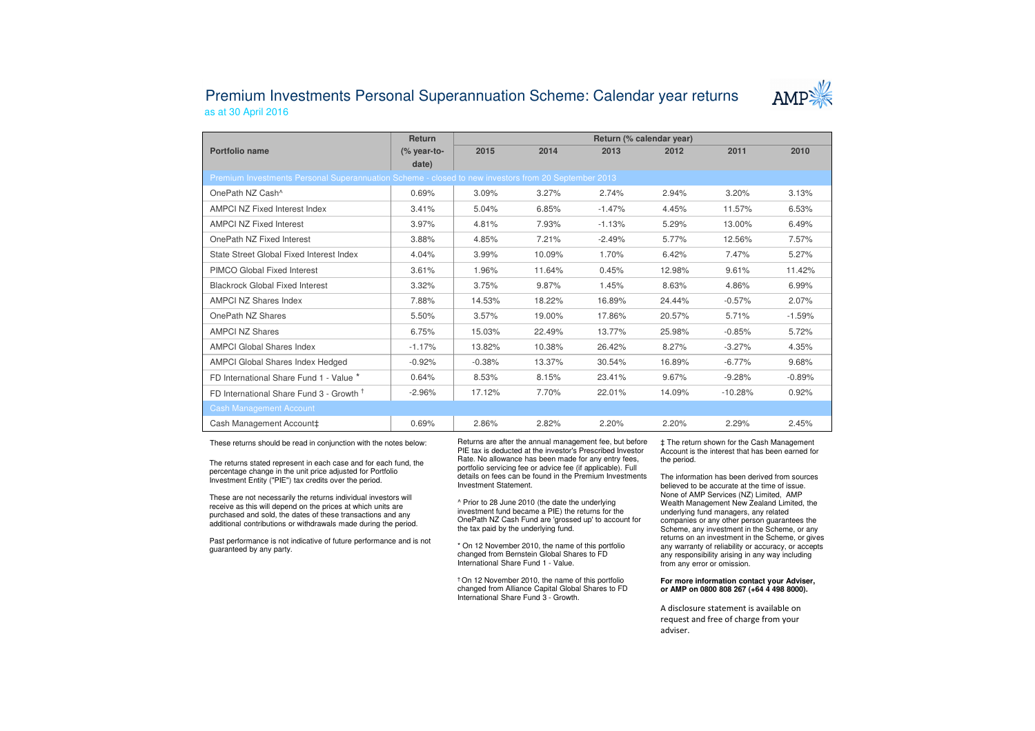# Premium Investments Personal Superannuation Scheme: Calendar year returns

as at 30 April 2016

| Portfolio name | Return (% year-to-date) | Return (% calendar year) | | | | | |
|---|---|---|---|---|---|---|---|
| | | 2015 | 2014 | 2013 | 2012 | 2011 | 2010 |
| Premium Investments Personal Superannuation Scheme - closed to new investors from 20 September 2013 | | | | | | | |
| OnePath NZ Cash^ | 0.69% | 3.09% | 3.27% | 2.74% | 2.94% | 3.20% | 3.13% |
| AMPCI NZ Fixed Interest Index | 3.41% | 5.04% | 6.85% | -1.47% | 4.45% | 11.57% | 6.53% |
| AMPCI NZ Fixed Interest | 3.97% | 4.81% | 7.93% | -1.13% | 5.29% | 13.00% | 6.49% |
| OnePath NZ Fixed Interest | 3.88% | 4.85% | 7.21% | -2.49% | 5.77% | 12.56% | 7.57% |
| State Street Global Fixed Interest Index | 4.04% | 3.99% | 10.09% | 1.70% | 6.42% | 7.47% | 5.27% |
| PIMCO Global Fixed Interest | 3.61% | 1.96% | 11.64% | 0.45% | 12.98% | 9.61% | 11.42% |
| Blackrock Global Fixed Interest | 3.32% | 3.75% | 9.87% | 1.45% | 8.63% | 4.86% | 6.99% |
| AMPCI NZ Shares Index | 7.88% | 14.53% | 18.22% | 16.89% | 24.44% | -0.57% | 2.07% |
| OnePath NZ Shares | 5.50% | 3.57% | 19.00% | 17.86% | 20.57% | 5.71% | -1.59% |
| AMPCI NZ Shares | 6.75% | 15.03% | 22.49% | 13.77% | 25.98% | -0.85% | 5.72% |
| AMPCI Global Shares Index | -1.17% | 13.82% | 10.38% | 26.42% | 8.27% | -3.27% | 4.35% |
| AMPCI Global Shares Index Hedged | -0.92% | -0.38% | 13.37% | 30.54% | 16.89% | -6.77% | 9.68% |
| FD International Share Fund 1 - Value * | 0.64% | 8.53% | 8.15% | 23.41% | 9.67% | -9.28% | -0.89% |
| FD International Share Fund 3 - Growth † | -2.96% | 17.12% | 7.70% | 22.01% | 14.09% | -10.28% | 0.92% |
| Cash Management Account | | | | | | | |
| Cash Management Account‡ | 0.69% | 2.86% | 2.82% | 2.20% | 2.20% | 2.29% | 2.45% |

These returns should be read in conjunction with the notes below:

The returns stated represent in each case and for each fund, the percentage change in the unit price adjusted for Portfolio Investment Entity ("PIE") tax credits over the period.

These are not necessarily the returns individual investors will receive as this will depend on the prices at which units are purchased and sold, the dates of these transactions and any additional contributions or withdrawals made during the period.

Past performance is not indicative of future performance and is not guaranteed by any party.

Returns are after the annual management fee, but before PIE tax is deducted at the investor's Prescribed Investor Rate. No allowance has been made for any entry fees, portfolio servicing fee or advice fee (if applicable). Full details on fees can be found in the Premium Investments Investment Statement.

^ Prior to 28 June 2010 (the date the underlying investment fund became a PIE) the returns for the OnePath NZ Cash Fund are 'grossed up' to account for the tax paid by the underlying fund.

* On 12 November 2010, the name of this portfolio changed from Bernstein Global Shares to FD International Share Fund 1 - Value.

† On 12 November 2010, the name of this portfolio changed from Alliance Capital Global Shares to FD International Share Fund 3 - Growth.

‡ The return shown for the Cash Management Account is the interest that has been earned for the period.

The information has been derived from sources believed to be accurate at the time of issue. None of AMP Services (NZ) Limited, AMP Wealth Management New Zealand Limited, the underlying fund managers, any related companies or any other person guarantees the Scheme, any investment in the Scheme, or any returns on an investment in the Scheme, or gives any warranty of reliability or accuracy, or accepts any responsibility arising in any way including from any error or omission.

**For more information contact your Adviser, or AMP on 0800 808 267 (+64 4 498 8000).**

A disclosure statement is available on request and free of charge from your adviser.